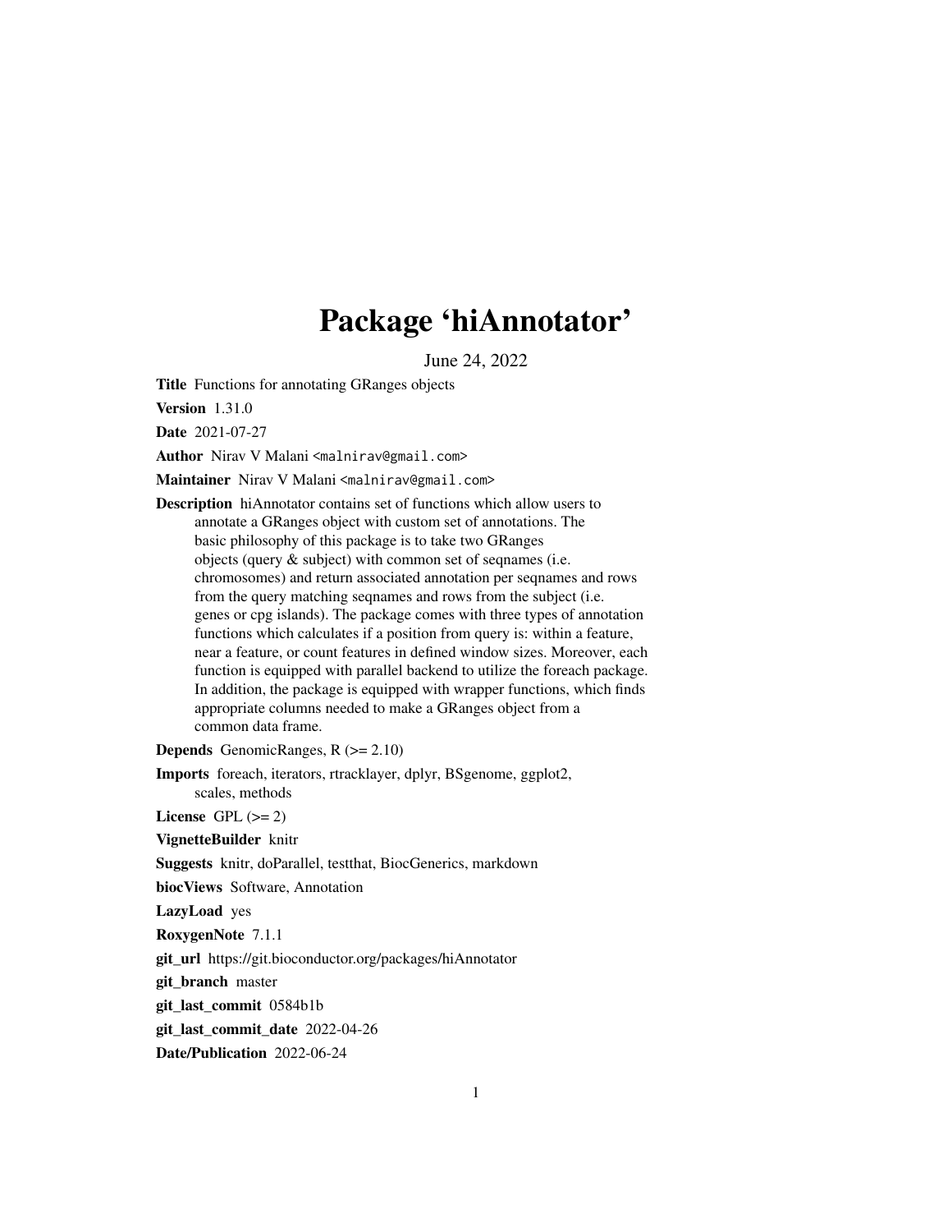# Package 'hiAnnotator'

June 24, 2022

**Title** Functions for annotating GRanges objects

**Version** 1.31.0

**Date** 2021-07-27

**Author** Nirav V Malani <malnirav@gmail.com>

**Maintainer** Nirav V Malani <malnirav@gmail.com>

**Description** hiAnnotator contains set of functions which allow users to annotate a GRanges object with custom set of annotations. The basic philosophy of this package is to take two GRanges objects (query & subject) with common set of seqnames (i.e. chromosomes) and return associated annotation per seqnames and rows from the query matching seqnames and rows from the subject (i.e. genes or cpg islands). The package comes with three types of annotation functions which calculates if a position from query is: within a feature, near a feature, or count features in defined window sizes. Moreover, each function is equipped with parallel backend to utilize the foreach package. In addition, the package is equipped with wrapper functions, which finds appropriate columns needed to make a GRanges object from a common data frame.

**Depends** GenomicRanges, R (>= 2.10)

**Imports** foreach, iterators, rtracklayer, dplyr, BSgenome, ggplot2, scales, methods

**License** GPL (>= 2)

**VignetteBuilder** knitr

**Suggests** knitr, doParallel, testthat, BiocGenerics, markdown

**biocViews** Software, Annotation

**LazyLoad** yes

**RoxygenNote** 7.1.1

**git_url** https://git.bioconductor.org/packages/hiAnnotator

**git_branch** master

**git_last_commit** 0584b1b

**git_last_commit_date** 2022-04-26

**Date/Publication** 2022-06-24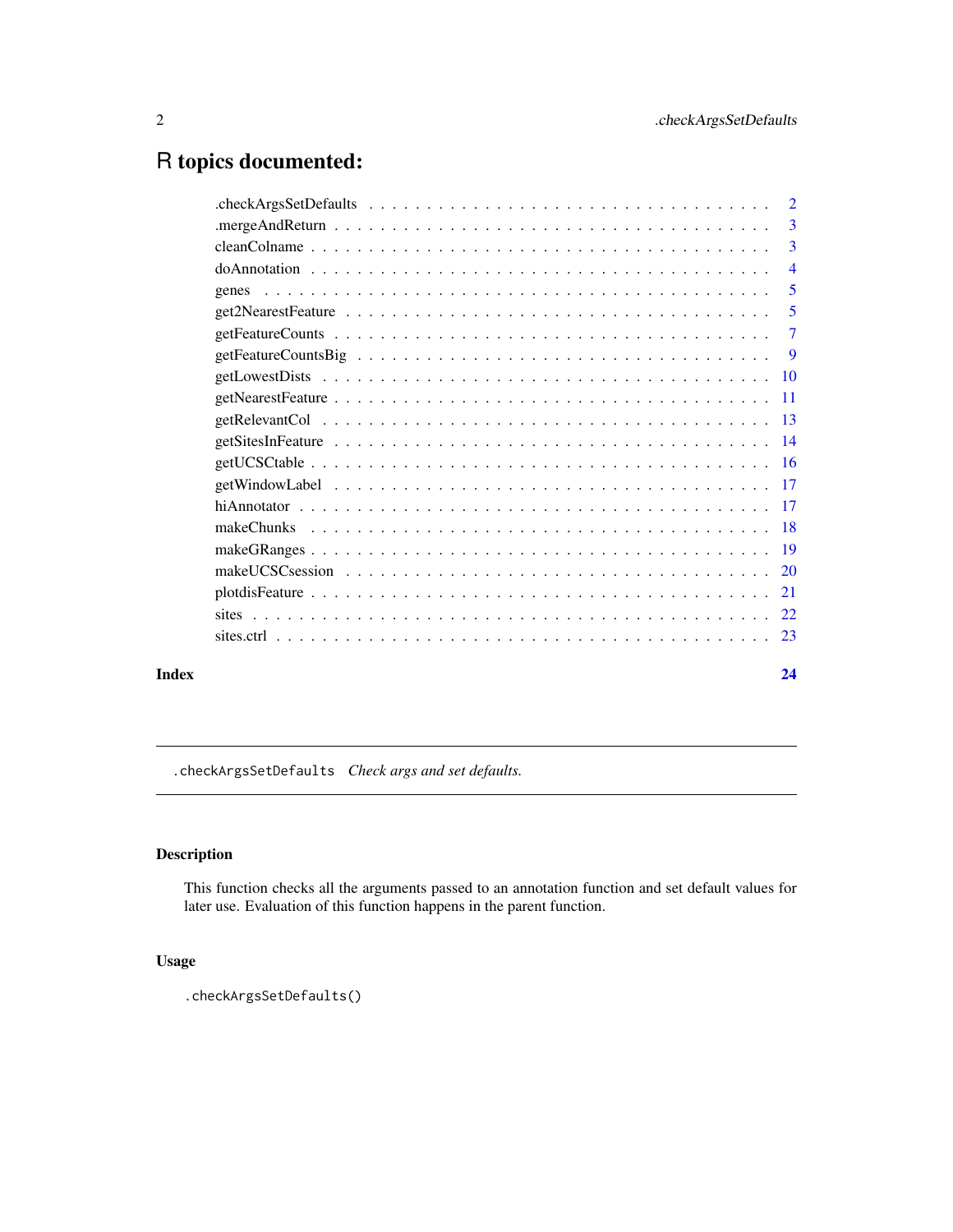# R topics documented:

.checkArgsSetDefaults . . . . . . . . . . . . . . . . . . . . . . . . . . . . . . . . . . . 2
.mergeAndReturn . . . . . . . . . . . . . . . . . . . . . . . . . . . . . . . . . . . . . 3
cleanColname . . . . . . . . . . . . . . . . . . . . . . . . . . . . . . . . . . . . . . 3
doAnnotation . . . . . . . . . . . . . . . . . . . . . . . . . . . . . . . . . . . . . . 4
genes . . . . . . . . . . . . . . . . . . . . . . . . . . . . . . . . . . . . . . . . . 5
get2NearestFeature . . . . . . . . . . . . . . . . . . . . . . . . . . . . . . . . . . . 5
getFeatureCounts . . . . . . . . . . . . . . . . . . . . . . . . . . . . . . . . . . . . 7
getFeatureCountsBig . . . . . . . . . . . . . . . . . . . . . . . . . . . . . . . . . . . 9
getLowestDists . . . . . . . . . . . . . . . . . . . . . . . . . . . . . . . . . . . . . 10
getNearestFeature . . . . . . . . . . . . . . . . . . . . . . . . . . . . . . . . . . . . 11
getRelevantCol . . . . . . . . . . . . . . . . . . . . . . . . . . . . . . . . . . . . . 13
getSitesInFeature . . . . . . . . . . . . . . . . . . . . . . . . . . . . . . . . . . . . 14
getUCSCtable . . . . . . . . . . . . . . . . . . . . . . . . . . . . . . . . . . . . . . 16
getWindowLabel . . . . . . . . . . . . . . . . . . . . . . . . . . . . . . . . . . . . . 17
hiAnnotator . . . . . . . . . . . . . . . . . . . . . . . . . . . . . . . . . . . . . . . 17
makeChunks . . . . . . . . . . . . . . . . . . . . . . . . . . . . . . . . . . . . . . . 18
makeGRanges . . . . . . . . . . . . . . . . . . . . . . . . . . . . . . . . . . . . . . 19
makeUCSCsession . . . . . . . . . . . . . . . . . . . . . . . . . . . . . . . . . . . . 20
plotdisFeature . . . . . . . . . . . . . . . . . . . . . . . . . . . . . . . . . . . . . . 21
sites . . . . . . . . . . . . . . . . . . . . . . . . . . . . . . . . . . . . . . . . . . 22
sites.ctrl . . . . . . . . . . . . . . . . . . . . . . . . . . . . . . . . . . . . . . . . 23

**Index** **24**

---

`.checkArgsSetDefaults` *Check args and set defaults.*

---

### Description

This function checks all the arguments passed to an annotation function and set default values for later use. Evaluation of this function happens in the parent function.

### Usage

```
.checkArgsSetDefaults()
```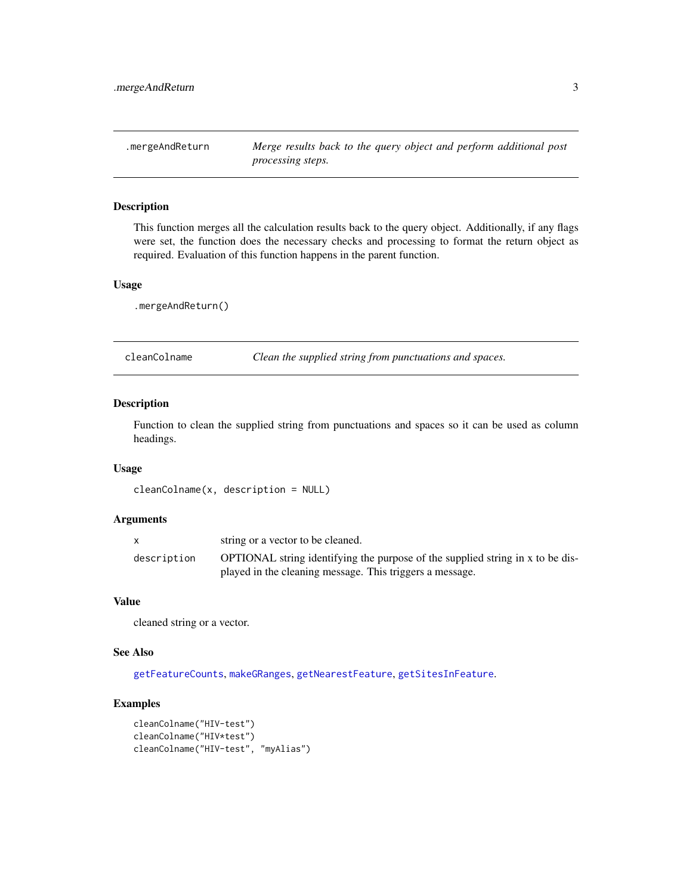## .mergeAndReturn — *Merge results back to the query object and perform additional post processing steps.*

### Description

This function merges all the calculation results back to the query object. Additionally, if any flags were set, the function does the necessary checks and processing to format the return object as required. Evaluation of this function happens in the parent function.

### Usage

```
.mergeAndReturn()
```

## cleanColname — *Clean the supplied string from punctuations and spaces.*

### Description

Function to clean the supplied string from punctuations and spaces so it can be used as column headings.

### Usage

```
cleanColname(x, description = NULL)
```

### Arguments

| | |
|---|---|
| x | string or a vector to be cleaned. |
| description | OPTIONAL string identifying the purpose of the supplied string in x to be displayed in the cleaning message. This triggers a message. |

### Value

cleaned string or a vector.

### See Also

getFeatureCounts, makeGRanges, getNearestFeature, getSitesInFeature.

### Examples

```
cleanColname("HIV-test")
cleanColname("HIV*test")
cleanColname("HIV-test", "myAlias")
```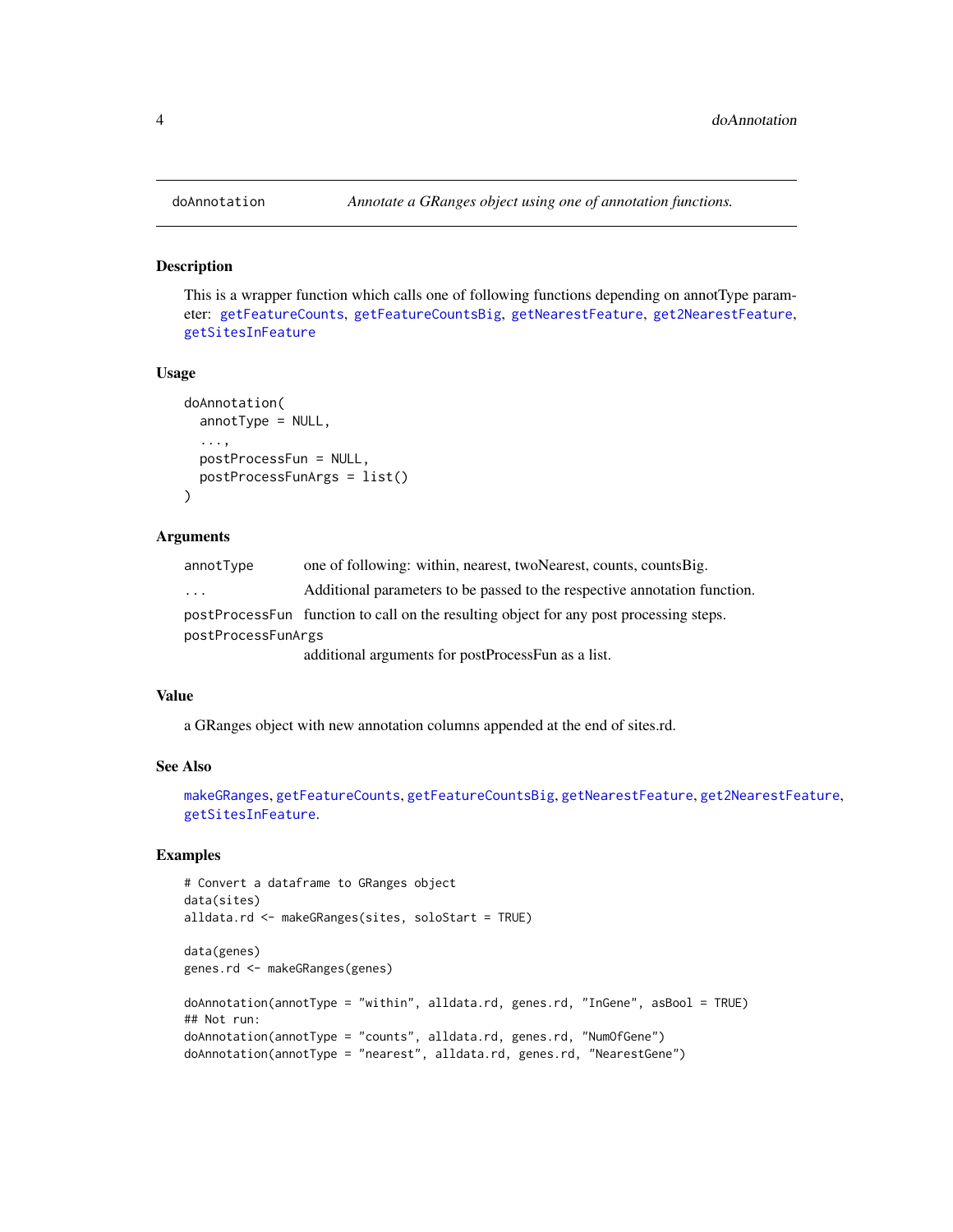## doAnnotation — *Annotate a GRanges object using one of annotation functions.*

### Description

This is a wrapper function which calls one of following functions depending on annotType parameter: getFeatureCounts, getFeatureCountsBig, getNearestFeature, get2NearestFeature, getSitesInFeature

### Usage

```
doAnnotation(
  annotType = NULL,
  ...,
  postProcessFun = NULL,
  postProcessFunArgs = list()
)
```

### Arguments

| | |
|---|---|
| annotType | one of following: within, nearest, twoNearest, counts, countsBig. |
| ... | Additional parameters to be passed to the respective annotation function. |
| postProcessFun | function to call on the resulting object for any post processing steps. |
| postProcessFunArgs | additional arguments for postProcessFun as a list. |

### Value

a GRanges object with new annotation columns appended at the end of sites.rd.

### See Also

makeGRanges, getFeatureCounts, getFeatureCountsBig, getNearestFeature, get2NearestFeature, getSitesInFeature.

### Examples

```
# Convert a dataframe to GRanges object
data(sites)
alldata.rd <- makeGRanges(sites, soloStart = TRUE)

data(genes)
genes.rd <- makeGRanges(genes)

doAnnotation(annotType = "within", alldata.rd, genes.rd, "InGene", asBool = TRUE)
## Not run:
doAnnotation(annotType = "counts", alldata.rd, genes.rd, "NumOfGene")
doAnnotation(annotType = "nearest", alldata.rd, genes.rd, "NearestGene")
```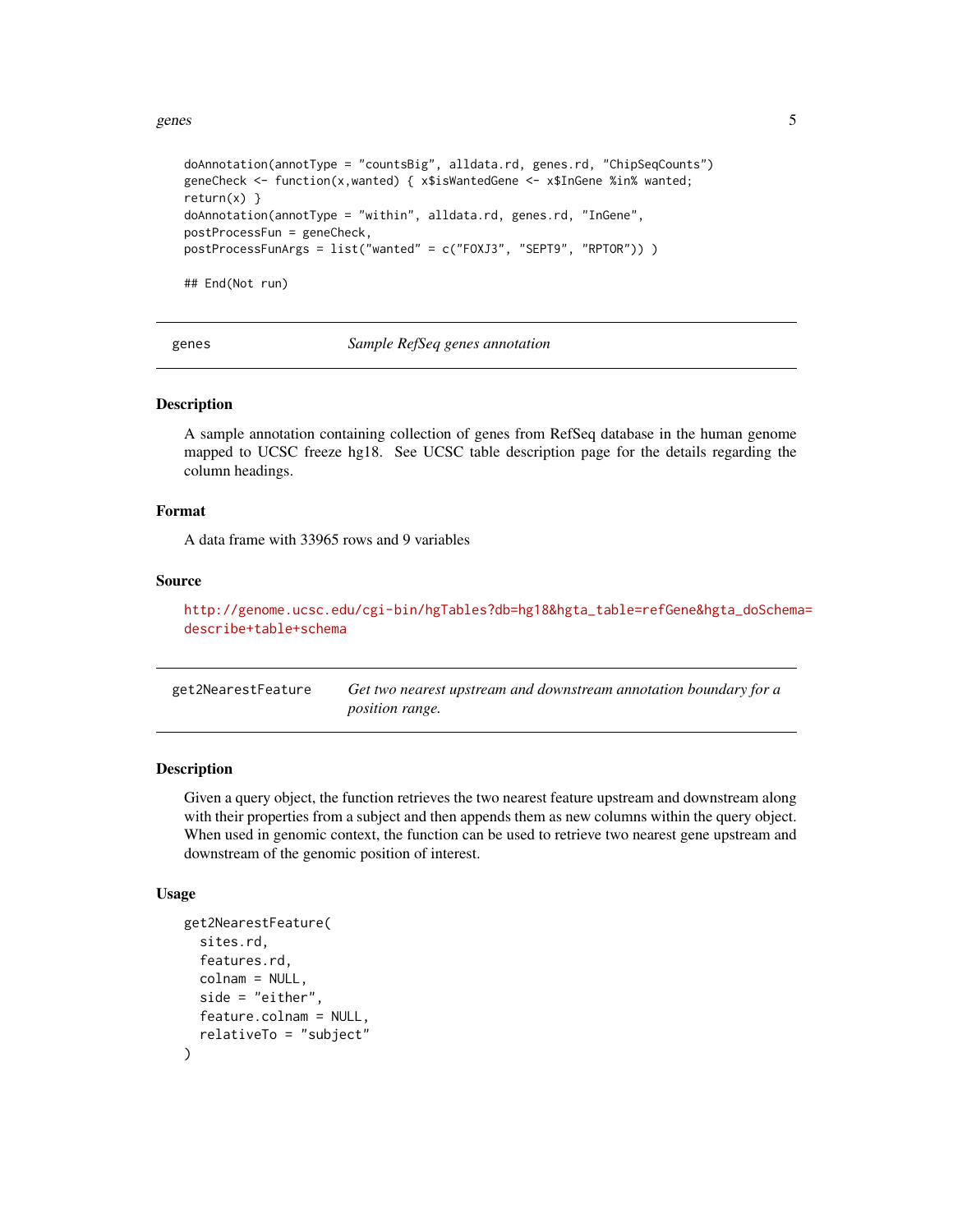```
doAnnotation(annotType = "countsBig", alldata.rd, genes.rd, "ChipSeqCounts")
geneCheck <- function(x,wanted) { x$isWantedGene <- x$InGene %in% wanted;
return(x) }
doAnnotation(annotType = "within", alldata.rd, genes.rd, "InGene",
postProcessFun = geneCheck,
postProcessFunArgs = list("wanted" = c("FOXJ3", "SEPT9", "RPTOR")) )

## End(Not run)
```

---

## genes — *Sample RefSeq genes annotation*

### Description

A sample annotation containing collection of genes from RefSeq database in the human genome mapped to UCSC freeze hg18. See UCSC table description page for the details regarding the column headings.

### Format

A data frame with 33965 rows and 9 variables

### Source

http://genome.ucsc.edu/cgi-bin/hgTables?db=hg18&hgta_table=refGene&hgta_doSchema=describe+table+schema

---

## get2NearestFeature — *Get two nearest upstream and downstream annotation boundary for a position range.*

### Description

Given a query object, the function retrieves the two nearest feature upstream and downstream along with their properties from a subject and then appends them as new columns within the query object. When used in genomic context, the function can be used to retrieve two nearest gene upstream and downstream of the genomic position of interest.

### Usage

```
get2NearestFeature(
  sites.rd,
  features.rd,
  colnam = NULL,
  side = "either",
  feature.colnam = NULL,
  relativeTo = "subject"
)
```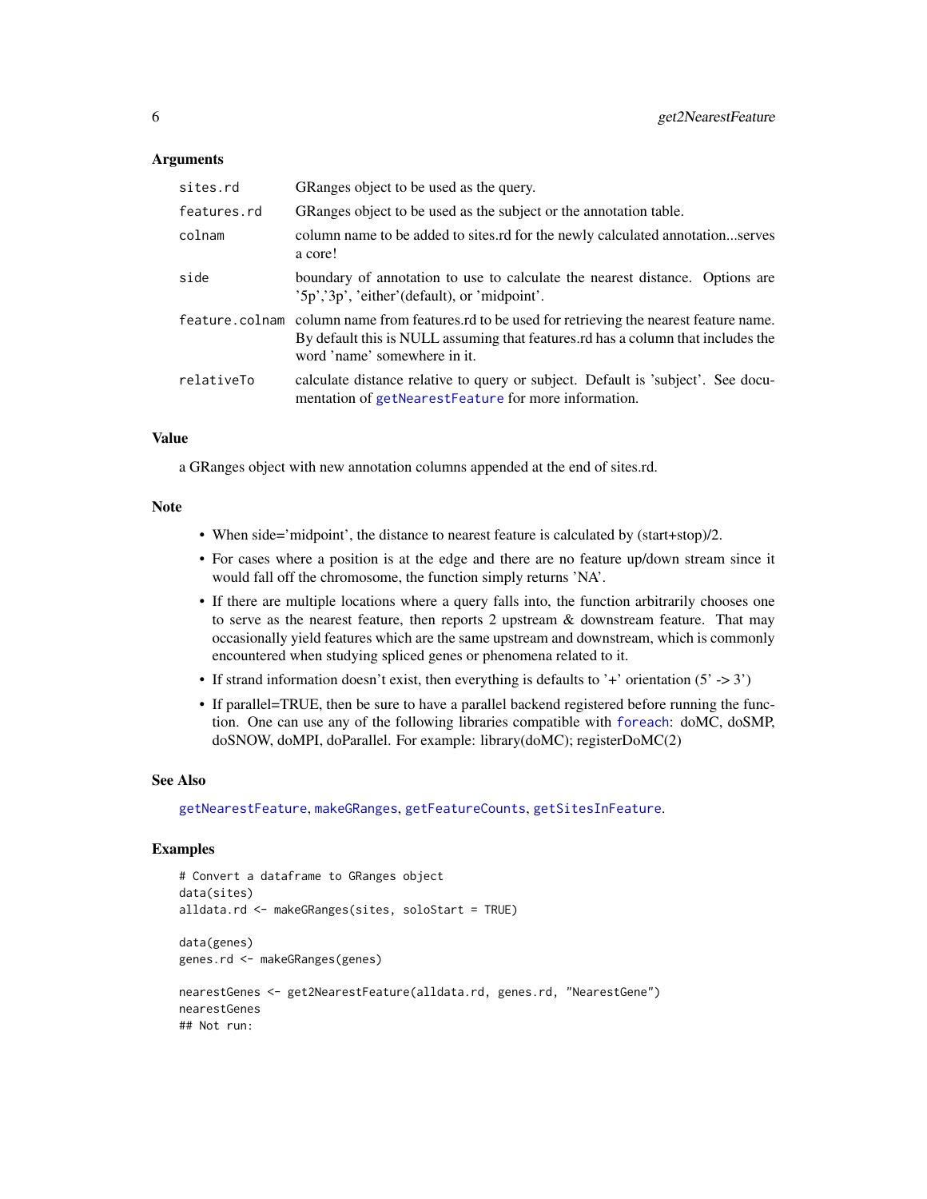## Arguments

| | |
|---|---|
| `sites.rd` | GRanges object to be used as the query. |
| `features.rd` | GRanges object to be used as the subject or the annotation table. |
| `colnam` | column name to be added to sites.rd for the newly calculated annotation...serves a core! |
| `side` | boundary of annotation to use to calculate the nearest distance. Options are '5p','3p', 'either'(default), or 'midpoint'. |
| `feature.colnam` | column name from features.rd to be used for retrieving the nearest feature name. By default this is NULL assuming that features.rd has a column that includes the word 'name' somewhere in it. |
| `relativeTo` | calculate distance relative to query or subject. Default is 'subject'. See documentation of `getNearestFeature` for more information. |

## Value

a GRanges object with new annotation columns appended at the end of sites.rd.

## Note

- When side='midpoint', the distance to nearest feature is calculated by (start+stop)/2.
- For cases where a position is at the edge and there are no feature up/down stream since it would fall off the chromosome, the function simply returns 'NA'.
- If there are multiple locations where a query falls into, the function arbitrarily chooses one to serve as the nearest feature, then reports 2 upstream & downstream feature. That may occasionally yield features which are the same upstream and downstream, which is commonly encountered when studying spliced genes or phenomena related to it.
- If strand information doesn't exist, then everything is defaults to '+' orientation (5' -> 3')
- If parallel=TRUE, then be sure to have a parallel backend registered before running the function. One can use any of the following libraries compatible with `foreach`: doMC, doSMP, doSNOW, doMPI, doParallel. For example: library(doMC); registerDoMC(2)

## See Also

`getNearestFeature`, `makeGRanges`, `getFeatureCounts`, `getSitesInFeature`.

## Examples

```
# Convert a dataframe to GRanges object
data(sites)
alldata.rd <- makeGRanges(sites, soloStart = TRUE)

data(genes)
genes.rd <- makeGRanges(genes)

nearestGenes <- get2NearestFeature(alldata.rd, genes.rd, "NearestGene")
nearestGenes
## Not run:
```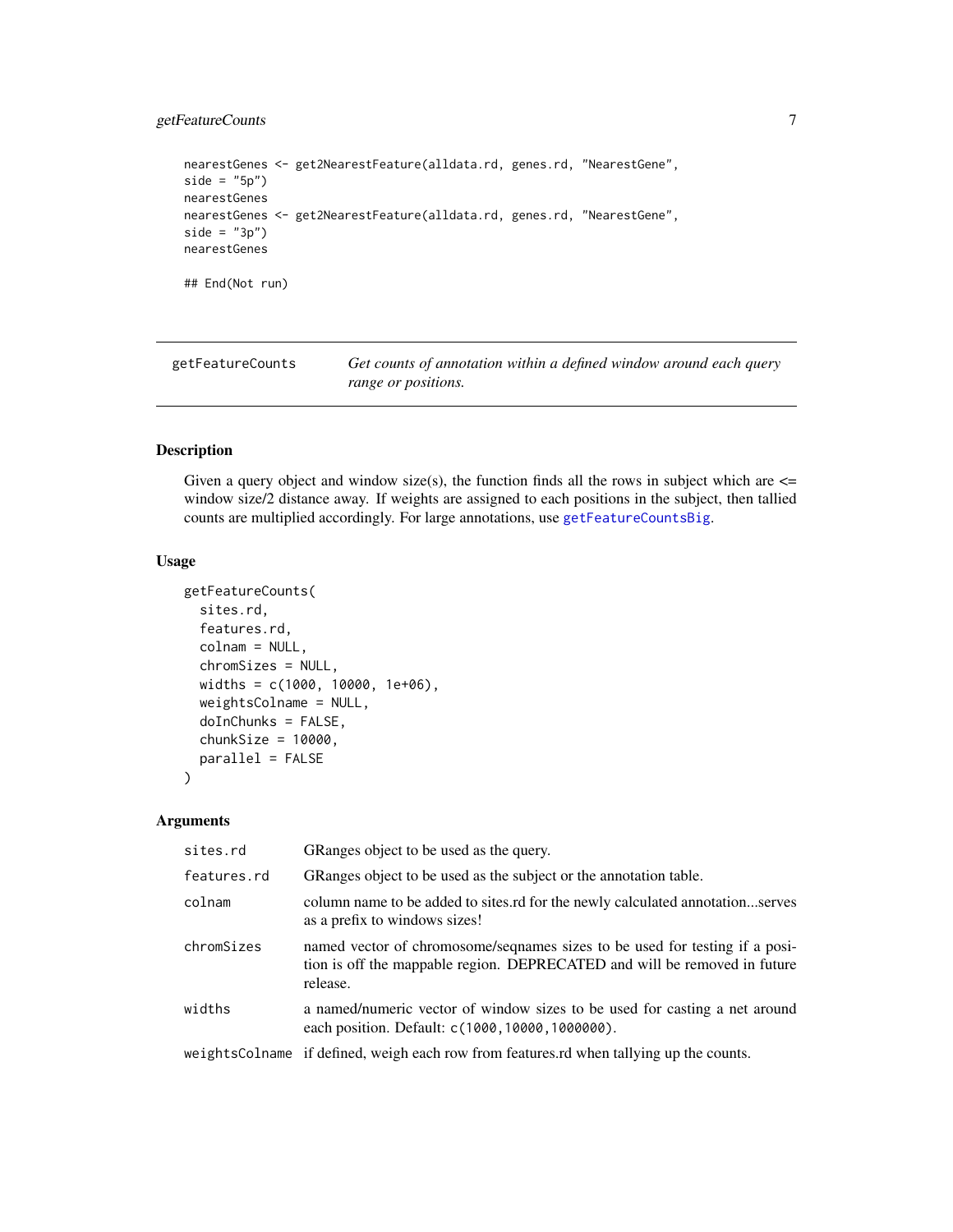```
nearestGenes <- get2NearestFeature(alldata.rd, genes.rd, "NearestGene",
side = "5p")
nearestGenes
nearestGenes <- get2NearestFeature(alldata.rd, genes.rd, "NearestGene",
side = "3p")
nearestGenes

## End(Not run)
```

## getFeatureCounts

*Get counts of annotation within a defined window around each query range or positions.*

### Description

Given a query object and window size(s), the function finds all the rows in subject which are <= window size/2 distance away. If weights are assigned to each positions in the subject, then tallied counts are multiplied accordingly. For large annotations, use getFeatureCountsBig.

### Usage

```
getFeatureCounts(
  sites.rd,
  features.rd,
  colnam = NULL,
  chromSizes = NULL,
  widths = c(1000, 10000, 1e+06),
  weightsColname = NULL,
  doInChunks = FALSE,
  chunkSize = 10000,
  parallel = FALSE
)
```

### Arguments

| | |
|---|---|
| sites.rd | GRanges object to be used as the query. |
| features.rd | GRanges object to be used as the subject or the annotation table. |
| colnam | column name to be added to sites.rd for the newly calculated annotation...serves as a prefix to windows sizes! |
| chromSizes | named vector of chromosome/seqnames sizes to be used for testing if a position is off the mappable region. DEPRECATED and will be removed in future release. |
| widths | a named/numeric vector of window sizes to be used for casting a net around each position. Default: `c(1000,10000,1000000)`. |
| weightsColname | if defined, weigh each row from features.rd when tallying up the counts. |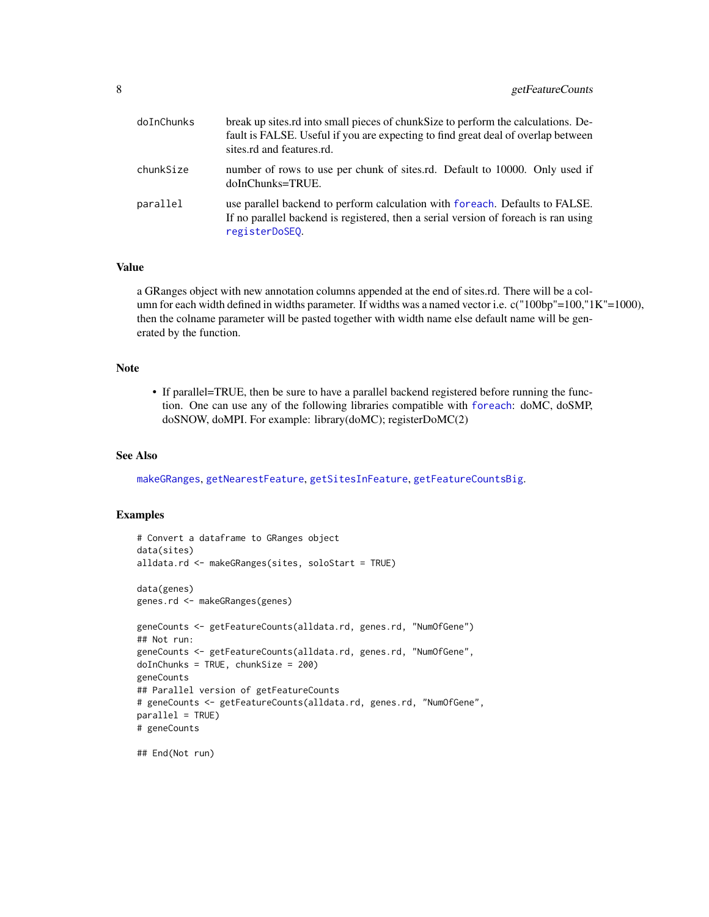| | |
|---|---|
| doInChunks | break up sites.rd into small pieces of chunkSize to perform the calculations. Default is FALSE. Useful if you are expecting to find great deal of overlap between sites.rd and features.rd. |
| chunkSize | number of rows to use per chunk of sites.rd. Default to 10000. Only used if doInChunks=TRUE. |
| parallel | use parallel backend to perform calculation with foreach. Defaults to FALSE. If no parallel backend is registered, then a serial version of foreach is ran using registerDoSEQ. |

## Value

a GRanges object with new annotation columns appended at the end of sites.rd. There will be a column for each width defined in widths parameter. If widths was a named vector i.e. c("100bp"=100,"1K"=1000), then the colname parameter will be pasted together with width name else default name will be generated by the function.

## Note

- If parallel=TRUE, then be sure to have a parallel backend registered before running the function. One can use any of the following libraries compatible with foreach: doMC, doSMP, doSNOW, doMPI. For example: library(doMC); registerDoMC(2)

## See Also

makeGRanges, getNearestFeature, getSitesInFeature, getFeatureCountsBig.

## Examples

```
# Convert a dataframe to GRanges object
data(sites)
alldata.rd <- makeGRanges(sites, soloStart = TRUE)

data(genes)
genes.rd <- makeGRanges(genes)

geneCounts <- getFeatureCounts(alldata.rd, genes.rd, "NumOfGene")
## Not run:
geneCounts <- getFeatureCounts(alldata.rd, genes.rd, "NumOfGene",
doInChunks = TRUE, chunkSize = 200)
geneCounts
## Parallel version of getFeatureCounts
# geneCounts <- getFeatureCounts(alldata.rd, genes.rd, "NumOfGene",
parallel = TRUE)
# geneCounts

## End(Not run)
```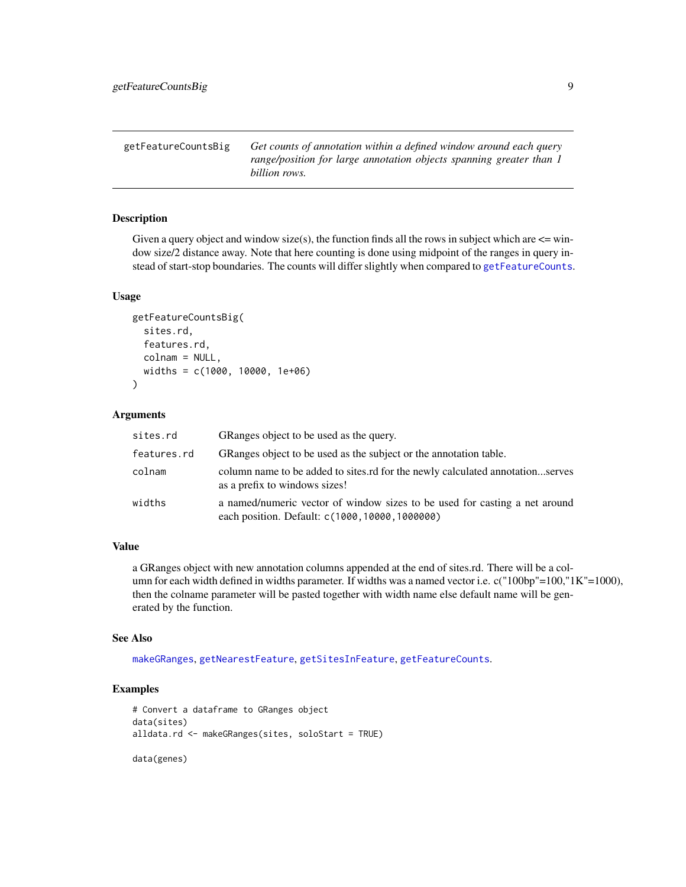## getFeatureCountsBig

*Get counts of annotation within a defined window around each query range/position for large annotation objects spanning greater than 1 billion rows.*

### Description

Given a query object and window size(s), the function finds all the rows in subject which are <= window size/2 distance away. Note that here counting is done using midpoint of the ranges in query instead of start-stop boundaries. The counts will differ slightly when compared to `getFeatureCounts`.

### Usage

```
getFeatureCountsBig(
  sites.rd,
  features.rd,
  colnam = NULL,
  widths = c(1000, 10000, 1e+06)
)
```

### Arguments

| | |
|---|---|
| `sites.rd` | GRanges object to be used as the query. |
| `features.rd` | GRanges object to be used as the subject or the annotation table. |
| `colnam` | column name to be added to sites.rd for the newly calculated annotation...serves as a prefix to windows sizes! |
| `widths` | a named/numeric vector of window sizes to be used for casting a net around each position. Default: `c(1000,10000,1000000)` |

### Value

a GRanges object with new annotation columns appended at the end of sites.rd. There will be a column for each width defined in widths parameter. If widths was a named vector i.e. c("100bp"=100,"1K"=1000), then the colname parameter will be pasted together with width name else default name will be generated by the function.

### See Also

`makeGRanges`, `getNearestFeature`, `getSitesInFeature`, `getFeatureCounts`.

### Examples

```
# Convert a dataframe to GRanges object
data(sites)
alldata.rd <- makeGRanges(sites, soloStart = TRUE)

data(genes)
```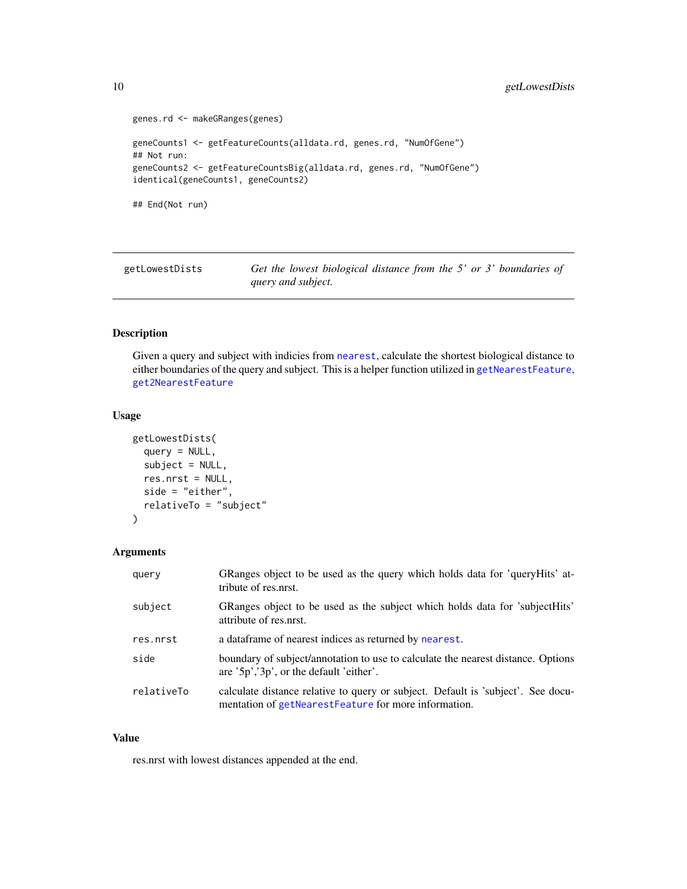```
genes.rd <- makeGRanges(genes)

geneCounts1 <- getFeatureCounts(alldata.rd, genes.rd, "NumOfGene")
## Not run:
geneCounts2 <- getFeatureCountsBig(alldata.rd, genes.rd, "NumOfGene")
identical(geneCounts1, geneCounts2)

## End(Not run)
```

---

## getLowestDists — *Get the lowest biological distance from the 5' or 3' boundaries of query and subject.*

---

### Description

Given a query and subject with indicies from nearest, calculate the shortest biological distance to either boundaries of the query and subject. This is a helper function utilized in getNearestFeature, get2NearestFeature

### Usage

```
getLowestDists(
  query = NULL,
  subject = NULL,
  res.nrst = NULL,
  side = "either",
  relativeTo = "subject"
)
```

### Arguments

| | |
|---|---|
| query | GRanges object to be used as the query which holds data for 'queryHits' attribute of res.nrst. |
| subject | GRanges object to be used as the subject which holds data for 'subjectHits' attribute of res.nrst. |
| res.nrst | a dataframe of nearest indices as returned by nearest. |
| side | boundary of subject/annotation to use to calculate the nearest distance. Options are '5p','3p', or the default 'either'. |
| relativeTo | calculate distance relative to query or subject. Default is 'subject'. See documentation of getNearestFeature for more information. |

### Value

res.nrst with lowest distances appended at the end.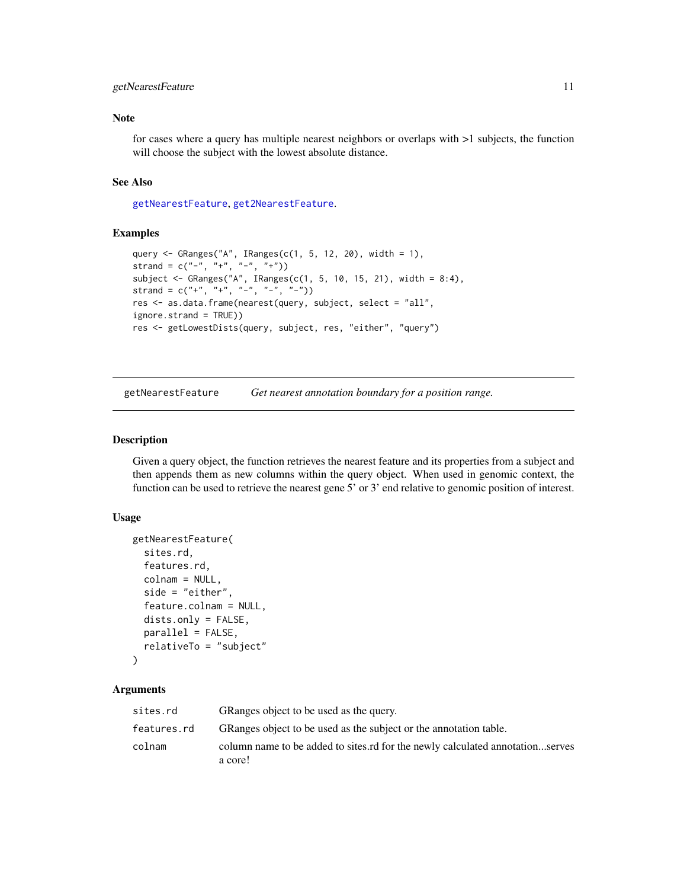### Note

for cases where a query has multiple nearest neighbors or overlaps with >1 subjects, the function will choose the subject with the lowest absolute distance.

### See Also

getNearestFeature, get2NearestFeature.

### Examples

```
query <- GRanges("A", IRanges(c(1, 5, 12, 20), width = 1),
strand = c("-", "+", "-", "+"))
subject <- GRanges("A", IRanges(c(1, 5, 10, 15, 21), width = 8:4),
strand = c("+", "+", "-", "-", "-"))
res <- as.data.frame(nearest(query, subject, select = "all",
ignore.strand = TRUE))
res <- getLowestDists(query, subject, res, "either", "query")
```

---

## getNearestFeature — *Get nearest annotation boundary for a position range.*

---

### Description

Given a query object, the function retrieves the nearest feature and its properties from a subject and then appends them as new columns within the query object. When used in genomic context, the function can be used to retrieve the nearest gene 5' or 3' end relative to genomic position of interest.

### Usage

```
getNearestFeature(
  sites.rd,
  features.rd,
  colnam = NULL,
  side = "either",
  feature.colnam = NULL,
  dists.only = FALSE,
  parallel = FALSE,
  relativeTo = "subject"
)
```

### Arguments

| | |
|---|---|
| sites.rd | GRanges object to be used as the query. |
| features.rd | GRanges object to be used as the subject or the annotation table. |
| colnam | column name to be added to sites.rd for the newly calculated annotation...serves a core! |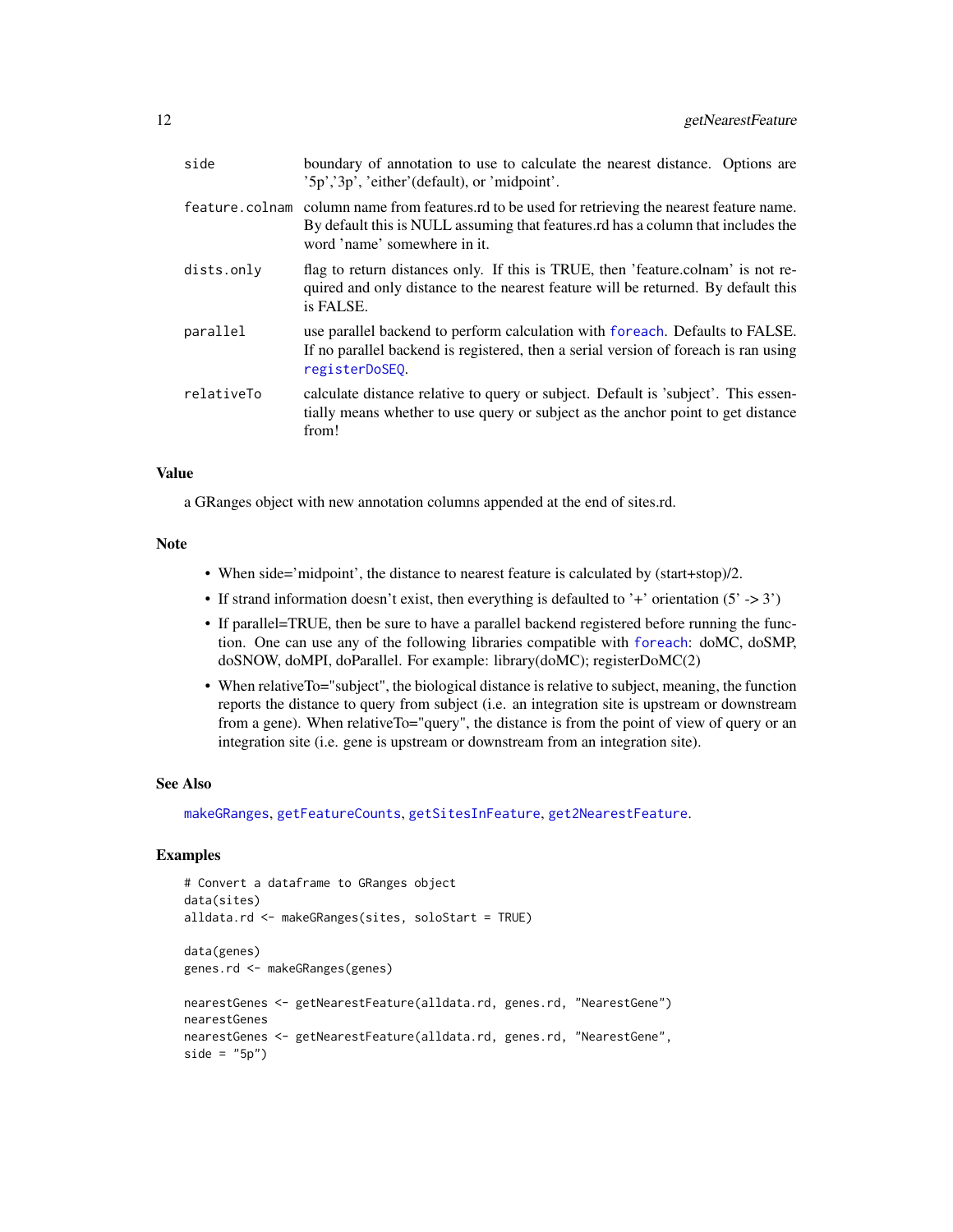| | |
|---|---|
| side | boundary of annotation to use to calculate the nearest distance. Options are '5p','3p', 'either'(default), or 'midpoint'. |
| feature.colnam | column name from features.rd to be used for retrieving the nearest feature name. By default this is NULL assuming that features.rd has a column that includes the word 'name' somewhere in it. |
| dists.only | flag to return distances only. If this is TRUE, then 'feature.colnam' is not required and only distance to the nearest feature will be returned. By default this is FALSE. |
| parallel | use parallel backend to perform calculation with foreach. Defaults to FALSE. If no parallel backend is registered, then a serial version of foreach is ran using registerDoSEQ. |
| relativeTo | calculate distance relative to query or subject. Default is 'subject'. This essentially means whether to use query or subject as the anchor point to get distance from! |

## Value

a GRanges object with new annotation columns appended at the end of sites.rd.

## Note

- When side='midpoint', the distance to nearest feature is calculated by (start+stop)/2.
- If strand information doesn't exist, then everything is defaulted to '+' orientation (5' -> 3')
- If parallel=TRUE, then be sure to have a parallel backend registered before running the function. One can use any of the following libraries compatible with foreach: doMC, doSMP, doSNOW, doMPI, doParallel. For example: library(doMC); registerDoMC(2)
- When relativeTo="subject", the biological distance is relative to subject, meaning, the function reports the distance to query from subject (i.e. an integration site is upstream or downstream from a gene). When relativeTo="query", the distance is from the point of view of query or an integration site (i.e. gene is upstream or downstream from an integration site).

## See Also

makeGRanges, getFeatureCounts, getSitesInFeature, get2NearestFeature.

## Examples

```
# Convert a dataframe to GRanges object
data(sites)
alldata.rd <- makeGRanges(sites, soloStart = TRUE)

data(genes)
genes.rd <- makeGRanges(genes)

nearestGenes <- getNearestFeature(alldata.rd, genes.rd, "NearestGene")
nearestGenes
nearestGenes <- getNearestFeature(alldata.rd, genes.rd, "NearestGene",
side = "5p")
```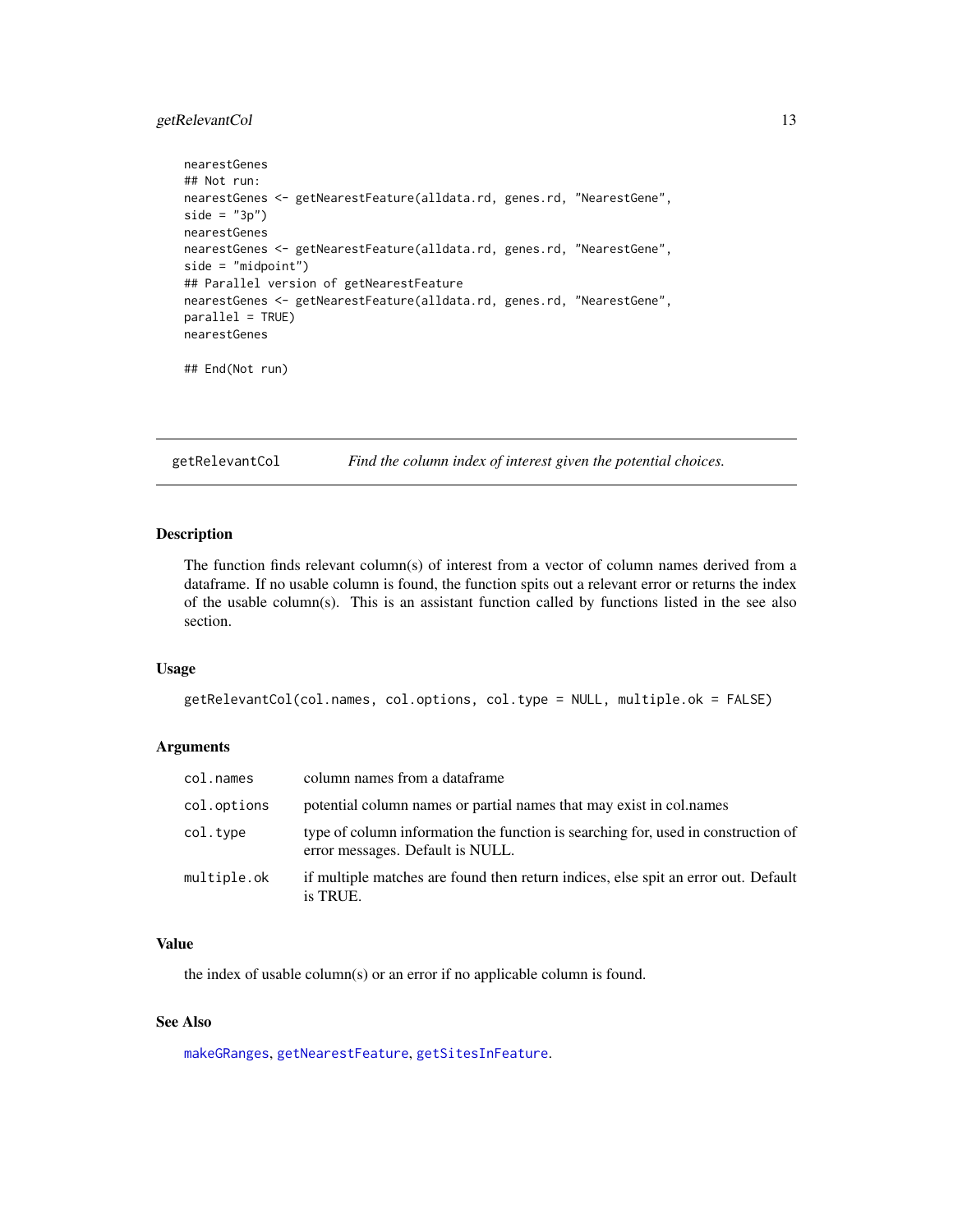```
nearestGenes
## Not run:
nearestGenes <- getNearestFeature(alldata.rd, genes.rd, "NearestGene",
side = "3p")
nearestGenes
nearestGenes <- getNearestFeature(alldata.rd, genes.rd, "NearestGene",
side = "midpoint")
## Parallel version of getNearestFeature
nearestGenes <- getNearestFeature(alldata.rd, genes.rd, "NearestGene",
parallel = TRUE)
nearestGenes

## End(Not run)
```

---

## getRelevantCol — *Find the column index of interest given the potential choices.*

---

### Description

The function finds relevant column(s) of interest from a vector of column names derived from a dataframe. If no usable column is found, the function spits out a relevant error or returns the index of the usable column(s). This is an assistant function called by functions listed in the see also section.

### Usage

```
getRelevantCol(col.names, col.options, col.type = NULL, multiple.ok = FALSE)
```

### Arguments

| | |
|---|---|
| `col.names` | column names from a dataframe |
| `col.options` | potential column names or partial names that may exist in col.names |
| `col.type` | type of column information the function is searching for, used in construction of error messages. Default is NULL. |
| `multiple.ok` | if multiple matches are found then return indices, else spit an error out. Default is TRUE. |

### Value

the index of usable column(s) or an error if no applicable column is found.

### See Also

`makeGRanges`, `getNearestFeature`, `getSitesInFeature`.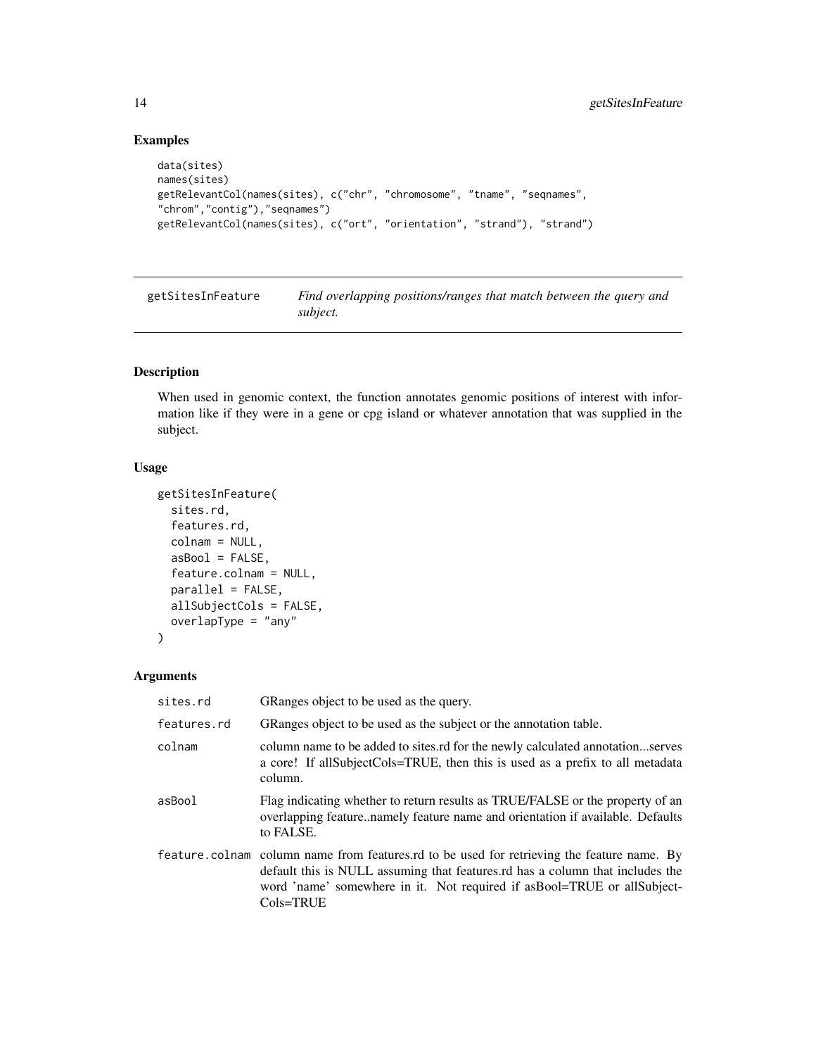## Examples

```
data(sites)
names(sites)
getRelevantCol(names(sites), c("chr", "chromosome", "tname", "seqnames",
"chrom","contig"),"seqnames")
getRelevantCol(names(sites), c("ort", "orientation", "strand"), "strand")
```

---

## getSitesInFeature — *Find overlapping positions/ranges that match between the query and subject.*

---

### Description

When used in genomic context, the function annotates genomic positions of interest with information like if they were in a gene or cpg island or whatever annotation that was supplied in the subject.

### Usage

```
getSitesInFeature(
  sites.rd,
  features.rd,
  colnam = NULL,
  asBool = FALSE,
  feature.colnam = NULL,
  parallel = FALSE,
  allSubjectCols = FALSE,
  overlapType = "any"
)
```

### Arguments

| | |
|---|---|
| `sites.rd` | GRanges object to be used as the query. |
| `features.rd` | GRanges object to be used as the subject or the annotation table. |
| `colnam` | column name to be added to sites.rd for the newly calculated annotation...serves a core! If allSubjectCols=TRUE, then this is used as a prefix to all metadata column. |
| `asBool` | Flag indicating whether to return results as TRUE/FALSE or the property of an overlapping feature..namely feature name and orientation if available. Defaults to FALSE. |
| `feature.colnam` | column name from features.rd to be used for retrieving the feature name. By default this is NULL assuming that features.rd has a column that includes the word 'name' somewhere in it. Not required if asBool=TRUE or allSubjectCols=TRUE |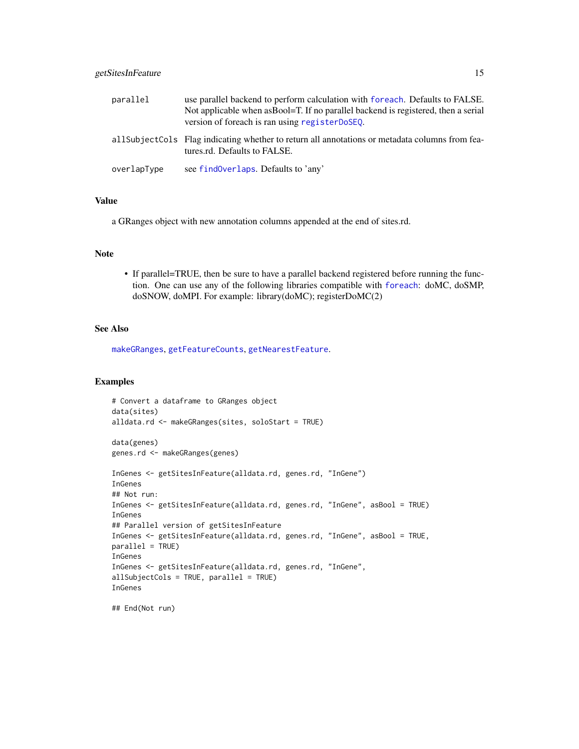| | |
|---|---|
| parallel | use parallel backend to perform calculation with foreach. Defaults to FALSE. Not applicable when asBool=T. If no parallel backend is registered, then a serial version of foreach is ran using registerDoSEQ. |
| allSubjectCols | Flag indicating whether to return all annotations or metadata columns from features.rd. Defaults to FALSE. |
| overlapType | see findOverlaps. Defaults to 'any' |

## Value

a GRanges object with new annotation columns appended at the end of sites.rd.

## Note

- If parallel=TRUE, then be sure to have a parallel backend registered before running the function. One can use any of the following libraries compatible with foreach: doMC, doSMP, doSNOW, doMPI. For example: library(doMC); registerDoMC(2)

## See Also

makeGRanges, getFeatureCounts, getNearestFeature.

## Examples

```
# Convert a dataframe to GRanges object
data(sites)
alldata.rd <- makeGRanges(sites, soloStart = TRUE)

data(genes)
genes.rd <- makeGRanges(genes)

InGenes <- getSitesInFeature(alldata.rd, genes.rd, "InGene")
InGenes
## Not run:
InGenes <- getSitesInFeature(alldata.rd, genes.rd, "InGene", asBool = TRUE)
InGenes
## Parallel version of getSitesInFeature
InGenes <- getSitesInFeature(alldata.rd, genes.rd, "InGene", asBool = TRUE,
parallel = TRUE)
InGenes
InGenes <- getSitesInFeature(alldata.rd, genes.rd, "InGene",
allSubjectCols = TRUE, parallel = TRUE)
InGenes

## End(Not run)
```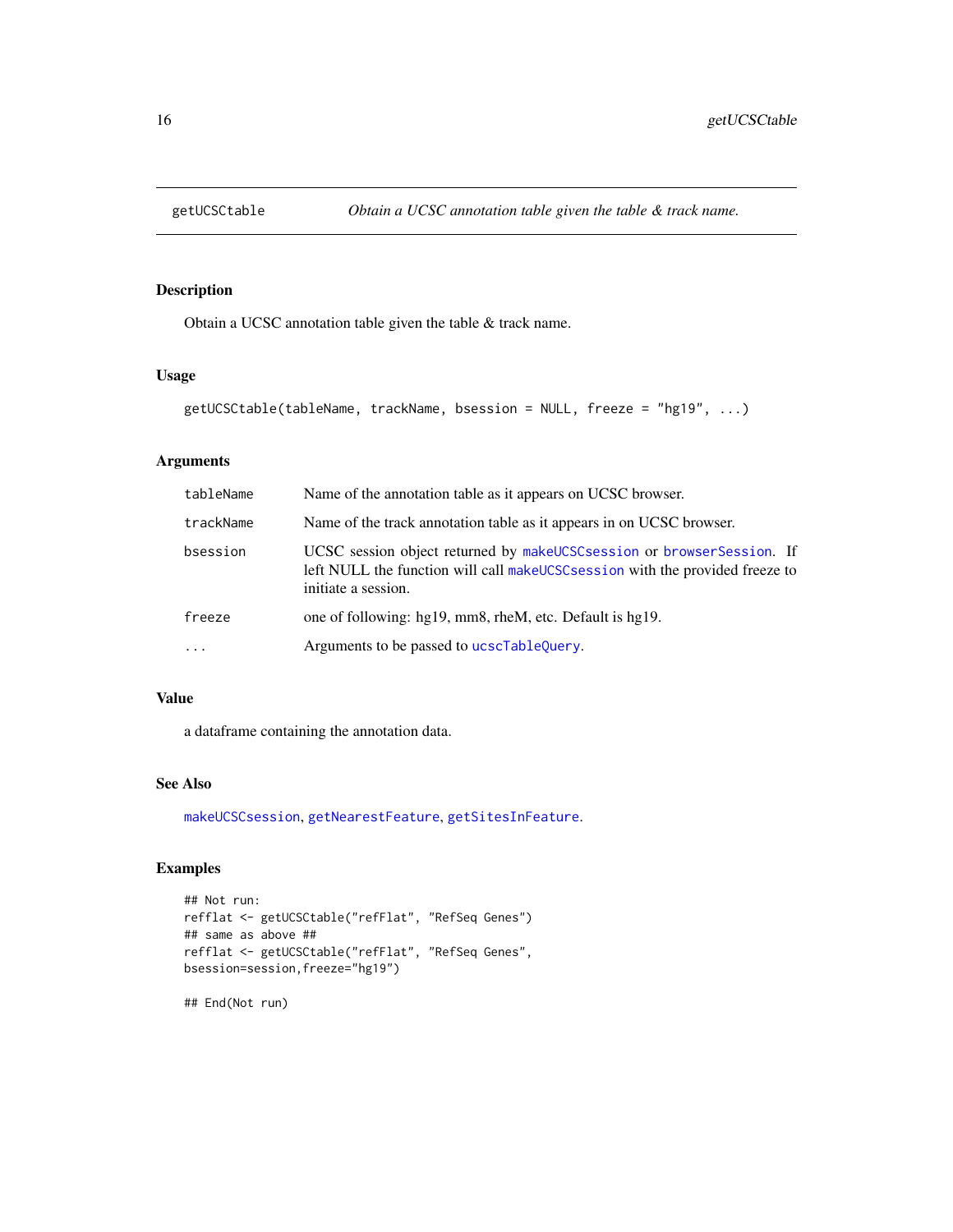## getUCSCtable — *Obtain a UCSC annotation table given the table & track name.*

### Description

Obtain a UCSC annotation table given the table & track name.

### Usage

```
getUCSCtable(tableName, trackName, bsession = NULL, freeze = "hg19", ...)
```

### Arguments

| | |
|---|---|
| `tableName` | Name of the annotation table as it appears on UCSC browser. |
| `trackName` | Name of the track annotation table as it appears in on UCSC browser. |
| `bsession` | UCSC session object returned by `makeUCSCsession` or `browserSession`. If left NULL the function will call `makeUCSCsession` with the provided freeze to initiate a session. |
| `freeze` | one of following: hg19, mm8, rheM, etc. Default is hg19. |
| `...` | Arguments to be passed to `ucscTableQuery`. |

### Value

a dataframe containing the annotation data.

### See Also

`makeUCSCsession`, `getNearestFeature`, `getSitesInFeature`.

### Examples

```
## Not run:
refflat <- getUCSCtable("refFlat", "RefSeq Genes")
## same as above ##
refflat <- getUCSCtable("refFlat", "RefSeq Genes",
bsession=session,freeze="hg19")

## End(Not run)
```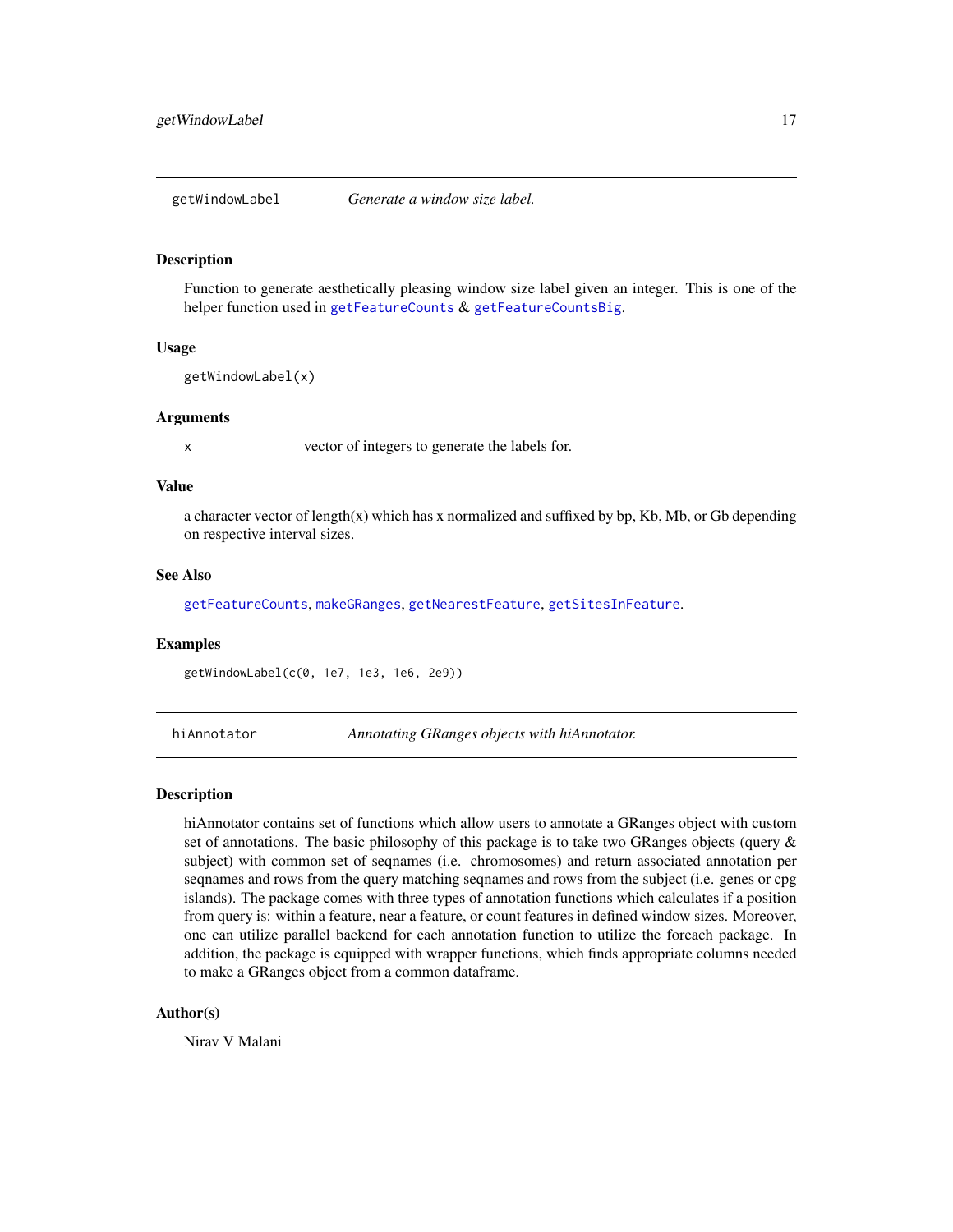## getWindowLabel — *Generate a window size label.*

### Description

Function to generate aesthetically pleasing window size label given an integer. This is one of the helper function used in `getFeatureCounts` & `getFeatureCountsBig`.

### Usage

```
getWindowLabel(x)
```

### Arguments

| | |
|---|---|
| `x` | vector of integers to generate the labels for. |

### Value

a character vector of length(x) which has x normalized and suffixed by bp, Kb, Mb, or Gb depending on respective interval sizes.

### See Also

`getFeatureCounts`, `makeGRanges`, `getNearestFeature`, `getSitesInFeature`.

### Examples

```
getWindowLabel(c(0, 1e7, 1e3, 1e6, 2e9))
```

## hiAnnotator — *Annotating GRanges objects with hiAnnotator.*

### Description

hiAnnotator contains set of functions which allow users to annotate a GRanges object with custom set of annotations. The basic philosophy of this package is to take two GRanges objects (query & subject) with common set of seqnames (i.e. chromosomes) and return associated annotation per seqnames and rows from the query matching seqnames and rows from the subject (i.e. genes or cpg islands). The package comes with three types of annotation functions which calculates if a position from query is: within a feature, near a feature, or count features in defined window sizes. Moreover, one can utilize parallel backend for each annotation function to utilize the foreach package. In addition, the package is equipped with wrapper functions, which finds appropriate columns needed to make a GRanges object from a common dataframe.

### Author(s)

Nirav V Malani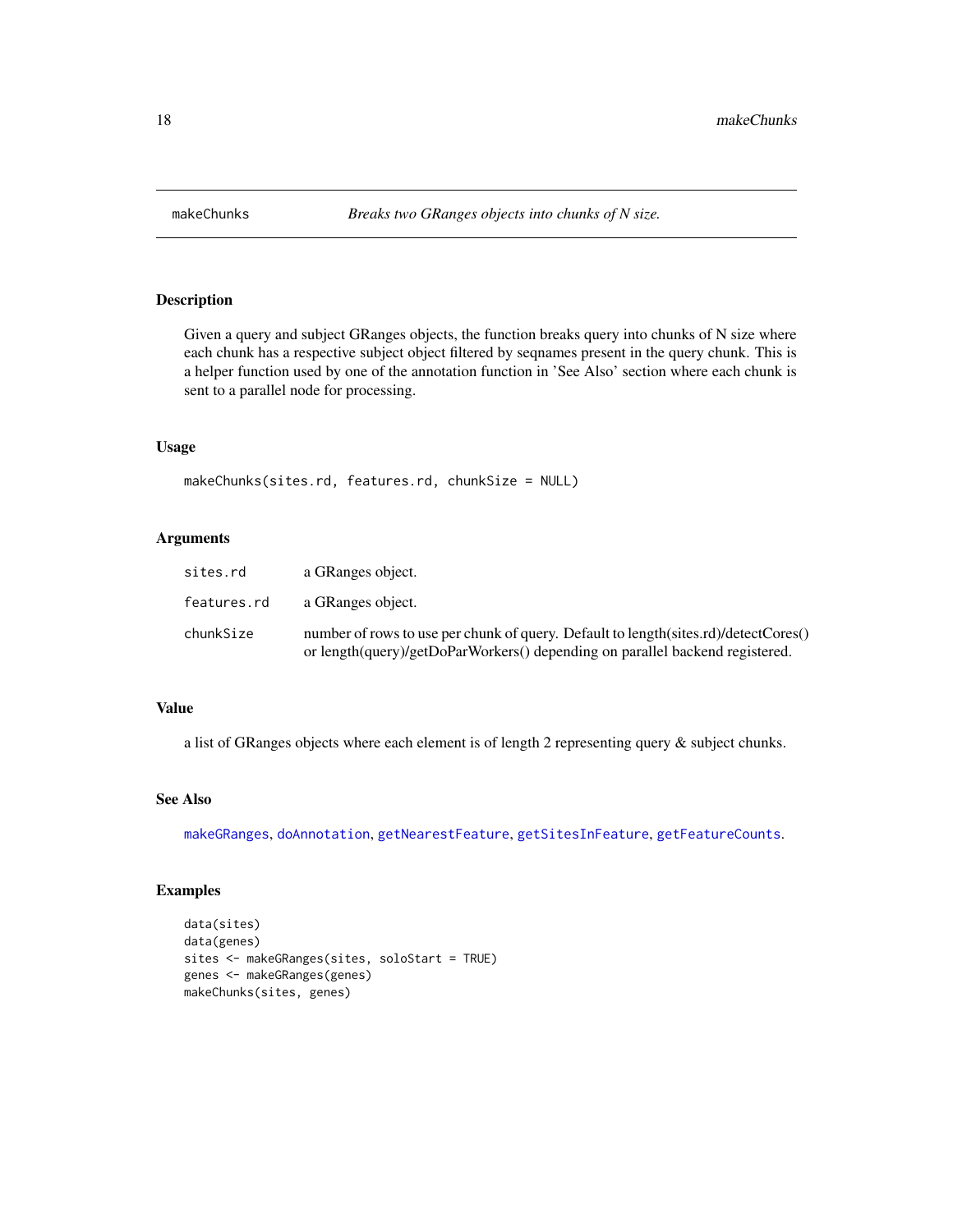# makeChunks — *Breaks two GRanges objects into chunks of N size.*

## Description

Given a query and subject GRanges objects, the function breaks query into chunks of N size where each chunk has a respective subject object filtered by seqnames present in the query chunk. This is a helper function used by one of the annotation function in 'See Also' section where each chunk is sent to a parallel node for processing.

## Usage

```
makeChunks(sites.rd, features.rd, chunkSize = NULL)
```

## Arguments

| | |
|---|---|
| sites.rd | a GRanges object. |
| features.rd | a GRanges object. |
| chunkSize | number of rows to use per chunk of query. Default to length(sites.rd)/detectCores() or length(query)/getDoParWorkers() depending on parallel backend registered. |

## Value

a list of GRanges objects where each element is of length 2 representing query & subject chunks.

## See Also

makeGRanges, doAnnotation, getNearestFeature, getSitesInFeature, getFeatureCounts.

## Examples

```
data(sites)
data(genes)
sites <- makeGRanges(sites, soloStart = TRUE)
genes <- makeGRanges(genes)
makeChunks(sites, genes)
```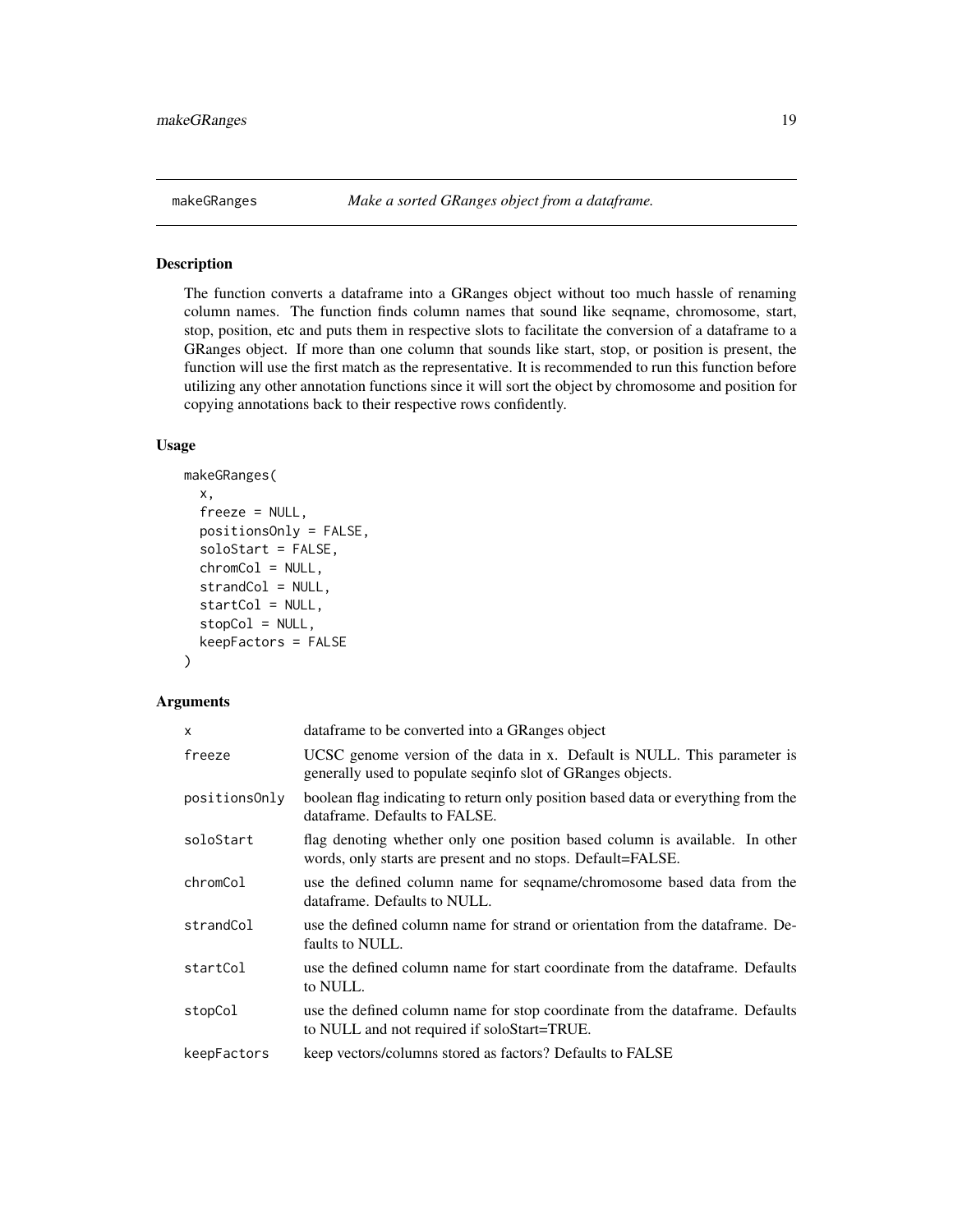## makeGRanges *Make a sorted GRanges object from a dataframe.*

### Description

The function converts a dataframe into a GRanges object without too much hassle of renaming column names. The function finds column names that sound like seqname, chromosome, start, stop, position, etc and puts them in respective slots to facilitate the conversion of a dataframe to a GRanges object. If more than one column that sounds like start, stop, or position is present, the function will use the first match as the representative. It is recommended to run this function before utilizing any other annotation functions since it will sort the object by chromosome and position for copying annotations back to their respective rows confidently.

### Usage

```
makeGRanges(
  x,
  freeze = NULL,
  positionsOnly = FALSE,
  soloStart = FALSE,
  chromCol = NULL,
  strandCol = NULL,
  startCol = NULL,
  stopCol = NULL,
  keepFactors = FALSE
)
```

### Arguments

| | |
|---|---|
| x | dataframe to be converted into a GRanges object |
| freeze | UCSC genome version of the data in x. Default is NULL. This parameter is generally used to populate seqinfo slot of GRanges objects. |
| positionsOnly | boolean flag indicating to return only position based data or everything from the dataframe. Defaults to FALSE. |
| soloStart | flag denoting whether only one position based column is available. In other words, only starts are present and no stops. Default=FALSE. |
| chromCol | use the defined column name for seqname/chromosome based data from the dataframe. Defaults to NULL. |
| strandCol | use the defined column name for strand or orientation from the dataframe. Defaults to NULL. |
| startCol | use the defined column name for start coordinate from the dataframe. Defaults to NULL. |
| stopCol | use the defined column name for stop coordinate from the dataframe. Defaults to NULL and not required if soloStart=TRUE. |
| keepFactors | keep vectors/columns stored as factors? Defaults to FALSE |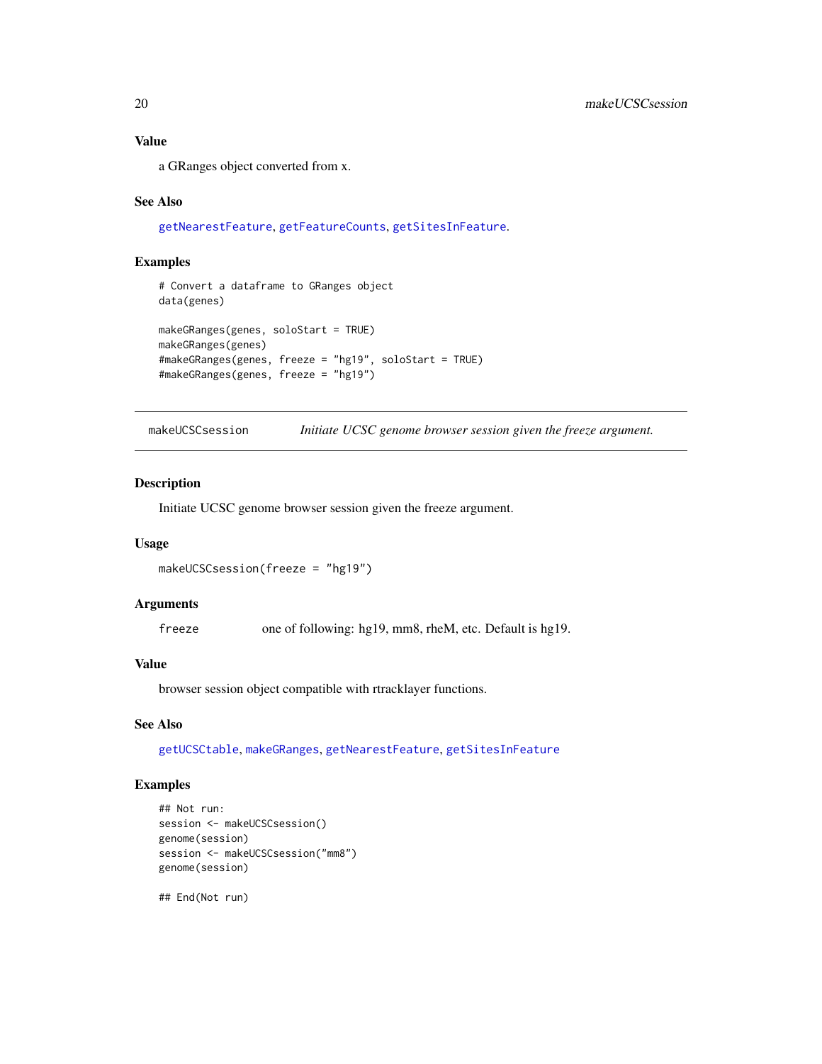### Value

a GRanges object converted from x.

### See Also

getNearestFeature, getFeatureCounts, getSitesInFeature.

### Examples

```
# Convert a dataframe to GRanges object
data(genes)

makeGRanges(genes, soloStart = TRUE)
makeGRanges(genes)
#makeGRanges(genes, freeze = "hg19", soloStart = TRUE)
#makeGRanges(genes, freeze = "hg19")
```

---

## makeUCSCsession — *Initiate UCSC genome browser session given the freeze argument.*

### Description

Initiate UCSC genome browser session given the freeze argument.

### Usage

```
makeUCSCsession(freeze = "hg19")
```

### Arguments

| | |
|---|---|
| freeze | one of following: hg19, mm8, rheM, etc. Default is hg19. |

### Value

browser session object compatible with rtracklayer functions.

### See Also

getUCSCtable, makeGRanges, getNearestFeature, getSitesInFeature

### Examples

```
## Not run:
session <- makeUCSCsession()
genome(session)
session <- makeUCSCsession("mm8")
genome(session)

## End(Not run)
```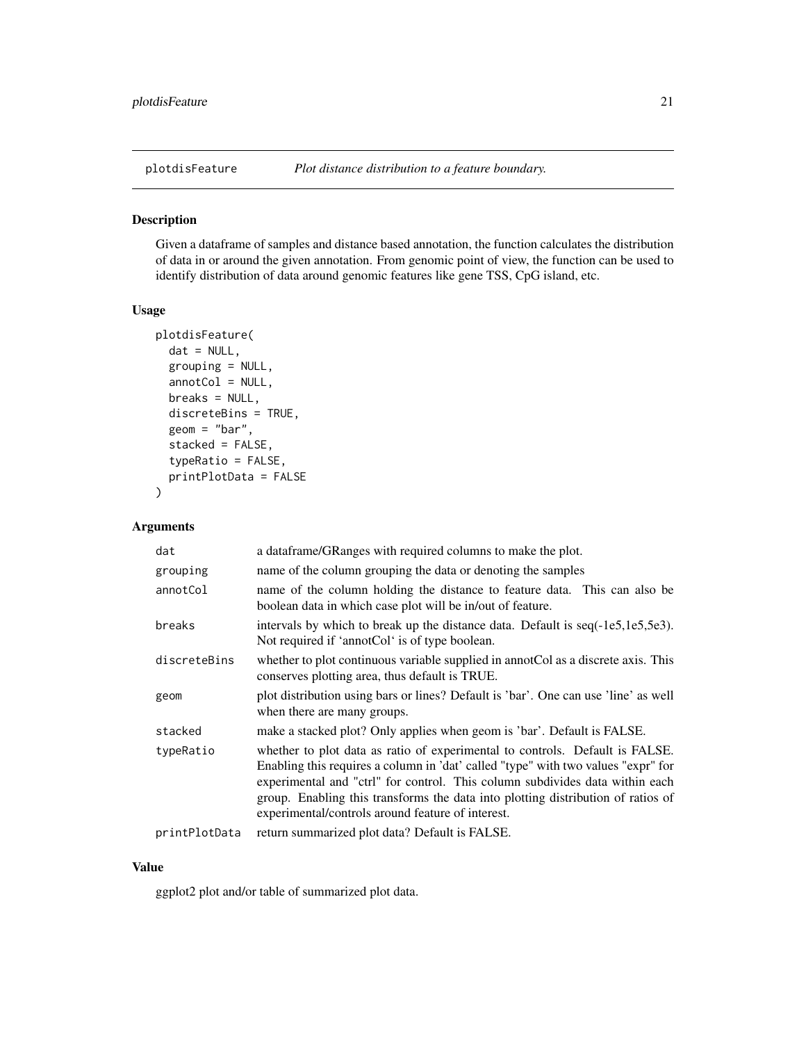## plotdisFeature *Plot distance distribution to a feature boundary.*

### Description

Given a dataframe of samples and distance based annotation, the function calculates the distribution of data in or around the given annotation. From genomic point of view, the function can be used to identify distribution of data around genomic features like gene TSS, CpG island, etc.

### Usage

```
plotdisFeature(
  dat = NULL,
  grouping = NULL,
  annotCol = NULL,
  breaks = NULL,
  discreteBins = TRUE,
  geom = "bar",
  stacked = FALSE,
  typeRatio = FALSE,
  printPlotData = FALSE
)
```

### Arguments

| | |
|---|---|
| dat | a dataframe/GRanges with required columns to make the plot. |
| grouping | name of the column grouping the data or denoting the samples |
| annotCol | name of the column holding the distance to feature data. This can also be boolean data in which case plot will be in/out of feature. |
| breaks | intervals by which to break up the distance data. Default is seq(-1e5,1e5,5e3). Not required if 'annotCol' is of type boolean. |
| discreteBins | whether to plot continuous variable supplied in annotCol as a discrete axis. This conserves plotting area, thus default is TRUE. |
| geom | plot distribution using bars or lines? Default is 'bar'. One can use 'line' as well when there are many groups. |
| stacked | make a stacked plot? Only applies when geom is 'bar'. Default is FALSE. |
| typeRatio | whether to plot data as ratio of experimental to controls. Default is FALSE. Enabling this requires a column in 'dat' called "type" with two values "expr" for experimental and "ctrl" for control. This column subdivides data within each group. Enabling this transforms the data into plotting distribution of ratios of experimental/controls around feature of interest. |
| printPlotData | return summarized plot data? Default is FALSE. |

### Value

ggplot2 plot and/or table of summarized plot data.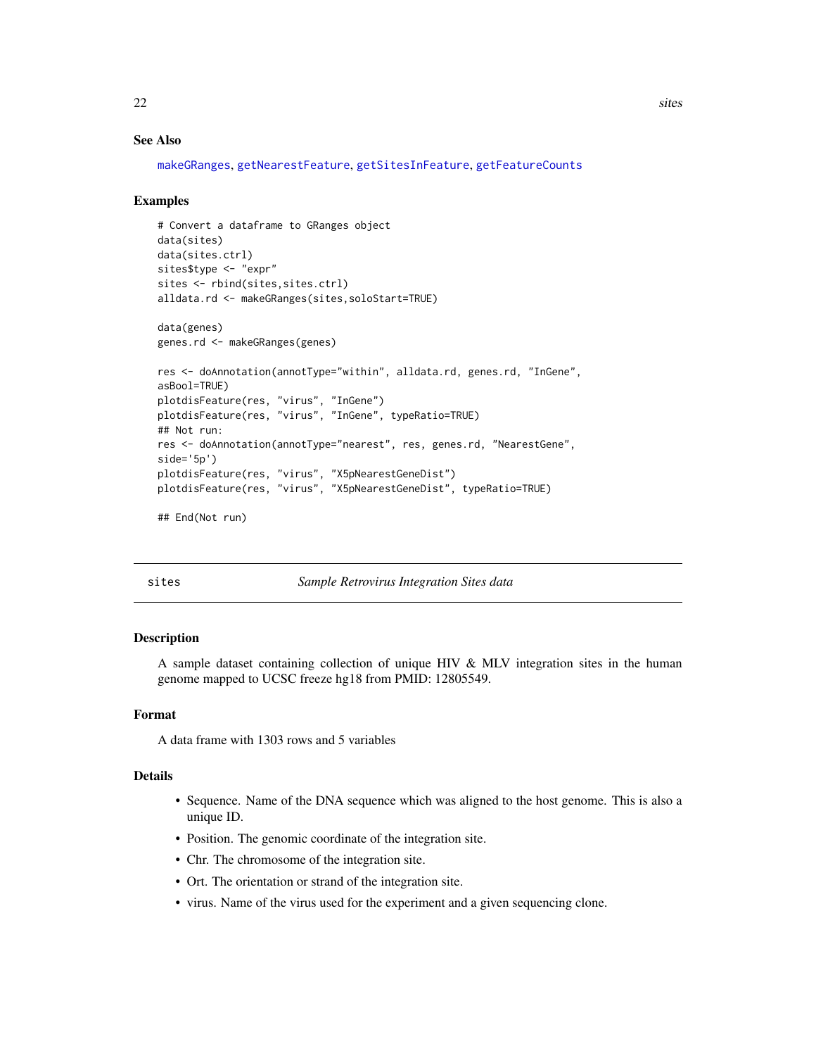### See Also

makeGRanges, getNearestFeature, getSitesInFeature, getFeatureCounts

### Examples

```
# Convert a dataframe to GRanges object
data(sites)
data(sites.ctrl)
sites$type <- "expr"
sites <- rbind(sites,sites.ctrl)
alldata.rd <- makeGRanges(sites,soloStart=TRUE)

data(genes)
genes.rd <- makeGRanges(genes)

res <- doAnnotation(annotType="within", alldata.rd, genes.rd, "InGene",
asBool=TRUE)
plotdisFeature(res, "virus", "InGene")
plotdisFeature(res, "virus", "InGene", typeRatio=TRUE)
## Not run:
res <- doAnnotation(annotType="nearest", res, genes.rd, "NearestGene",
side='5p')
plotdisFeature(res, "virus", "X5pNearestGeneDist")
plotdisFeature(res, "virus", "X5pNearestGeneDist", typeRatio=TRUE)

## End(Not run)
```

---

## sites — *Sample Retrovirus Integration Sites data*

### Description

A sample dataset containing collection of unique HIV & MLV integration sites in the human genome mapped to UCSC freeze hg18 from PMID: 12805549.

### Format

A data frame with 1303 rows and 5 variables

### Details

- Sequence. Name of the DNA sequence which was aligned to the host genome. This is also a unique ID.
- Position. The genomic coordinate of the integration site.
- Chr. The chromosome of the integration site.
- Ort. The orientation or strand of the integration site.
- virus. Name of the virus used for the experiment and a given sequencing clone.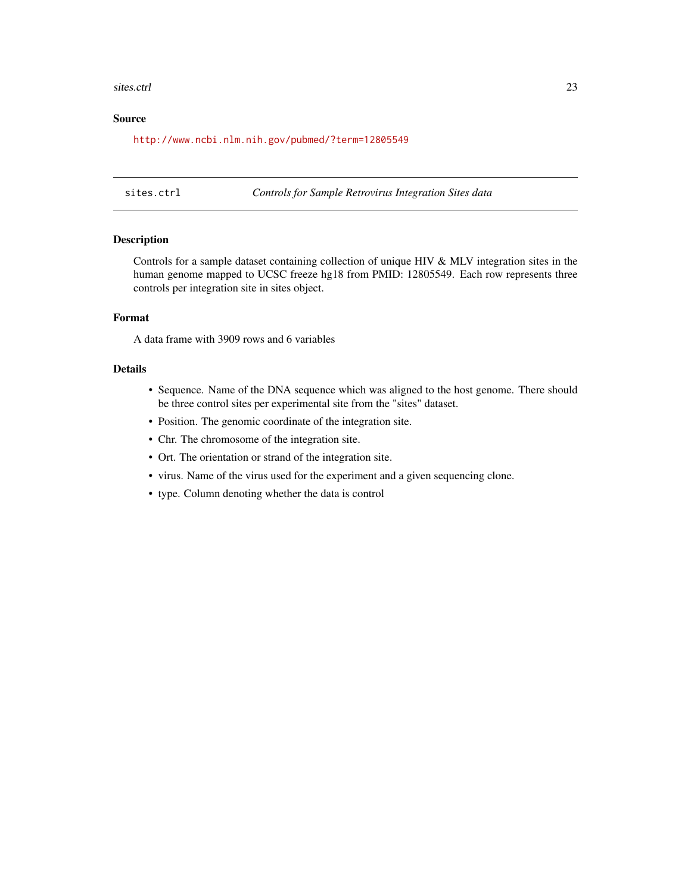## Source

http://www.ncbi.nlm.nih.gov/pubmed/?term=12805549

---

## sites.ctrl — *Controls for Sample Retrovirus Integration Sites data*

---

### Description

Controls for a sample dataset containing collection of unique HIV & MLV integration sites in the human genome mapped to UCSC freeze hg18 from PMID: 12805549. Each row represents three controls per integration site in sites object.

### Format

A data frame with 3909 rows and 6 variables

### Details

- Sequence. Name of the DNA sequence which was aligned to the host genome. There should be three control sites per experimental site from the "sites" dataset.
- Position. The genomic coordinate of the integration site.
- Chr. The chromosome of the integration site.
- Ort. The orientation or strand of the integration site.
- virus. Name of the virus used for the experiment and a given sequencing clone.
- type. Column denoting whether the data is control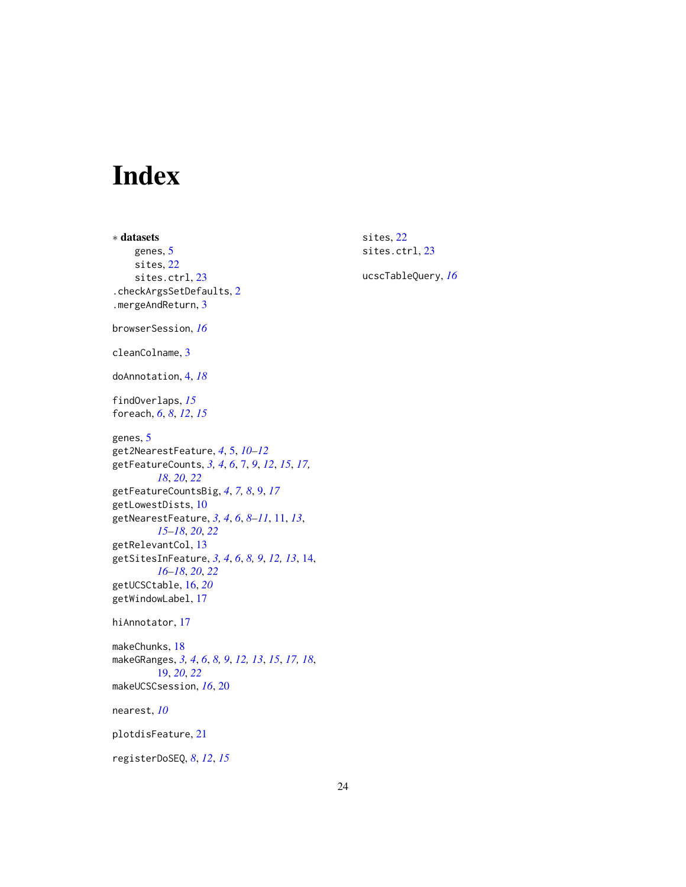# Index

∗ **datasets**
    genes, 5
    sites, 22
    sites.ctrl, 23

.checkArgsSetDefaults, 2
.mergeAndReturn, 3

browserSession, *16*

cleanColname, 3

doAnnotation, 4, *18*

findOverlaps, *15*
foreach, *6*, *8*, *12*, *15*

genes, 5
get2NearestFeature, *4*, 5, *10–12*
getFeatureCounts, *3, 4*, *6*, 7, *9*, *12*, *15*, *17, 18*, *20*, *22*
getFeatureCountsBig, *4*, *7, 8*, 9, *17*
getLowestDists, 10
getNearestFeature, *3, 4*, *6*, *8–11*, 11, *13*, *15–18*, *20*, *22*
getRelevantCol, 13
getSitesInFeature, *3, 4*, *6*, *8, 9*, *12, 13*, 14, *16–18*, *20*, *22*
getUCSCtable, 16, *20*
getWindowLabel, 17

hiAnnotator, 17

makeChunks, 18
makeGRanges, *3, 4*, *6*, *8, 9*, *12, 13*, *15*, *17, 18*, 19, *20*, *22*
makeUCSCsession, *16*, 20

nearest, *10*

plotdisFeature, 21

registerDoSEQ, *8*, *12*, *15*

sites, 22
sites.ctrl, 23

ucscTableQuery, *16*